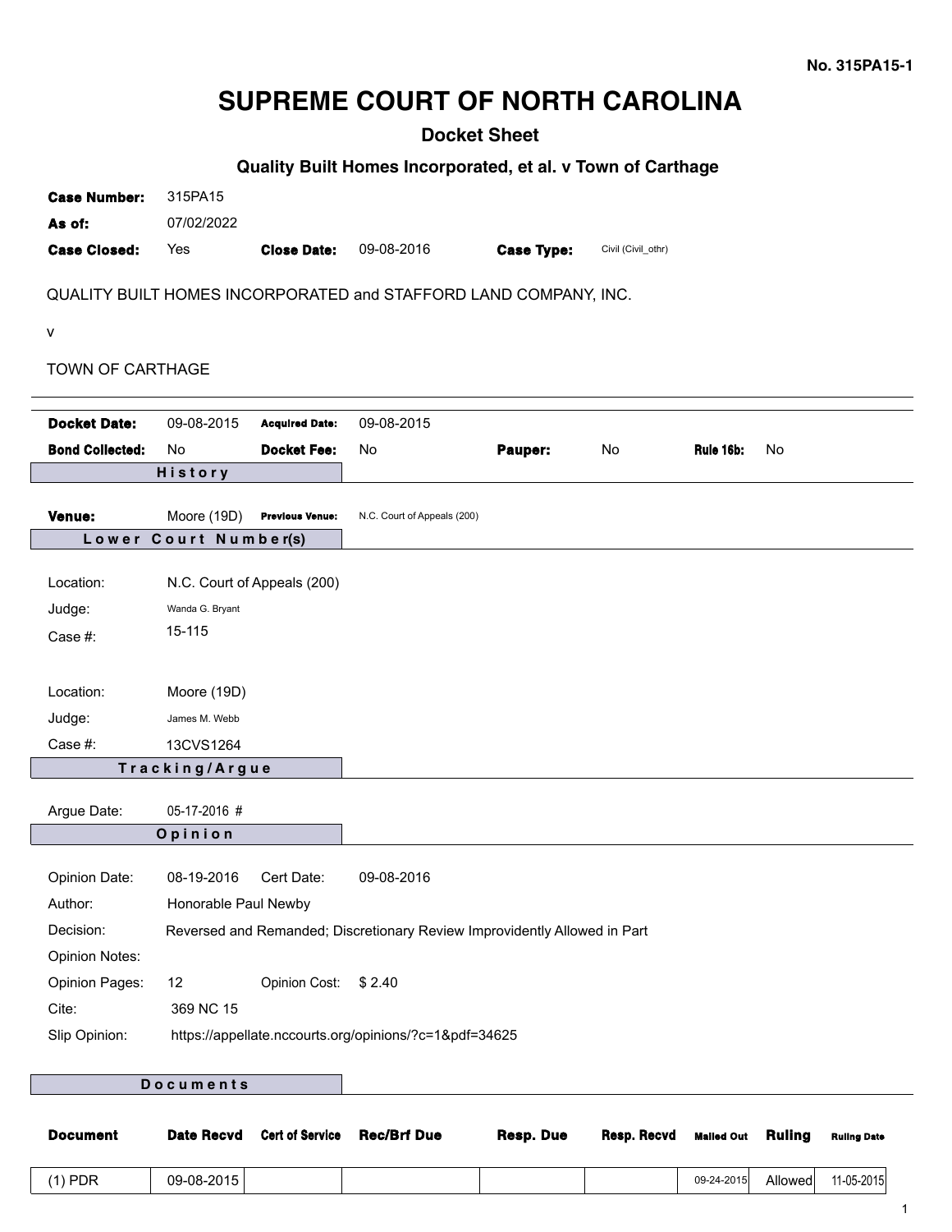No. 315PA15-1

# SUPREME COURT OF NORTH CAROLINA

## Docket Sheet

### Quality Built Homes Incorporated, et al. v Town of Carthage

| | | | | | |
|---|---|---|---|---|---|
| **Case Number:** | 315PA15 | | | | |
| **As of:** | 07/02/2022 | | | | |
| **Case Closed:** | Yes | **Close Date:** | 09-08-2016 | **Case Type:** | Civil (Civil_othr) |

QUALITY BUILT HOMES INCORPORATED and STAFFORD LAND COMPANY, INC.

v

TOWN OF CARTHAGE

| | | | | | | | |
|---|---|---|---|---|---|---|---|
| **Docket Date:** | 09-08-2015 | **Acquired Date:** | 09-08-2015 | | | | |
| **Bond Collected:** | No | **Docket Fee:** | No | **Pauper:** | No | **Rule 16b:** | No |

**History**

**Venue:** Moore (19D) **Previous Venue:** N.C. Court of Appeals (200)

**Lower Court Number(s)**

Location: N.C. Court of Appeals (200)
Judge: Wanda G. Bryant
Case #: 15-115

Location: Moore (19D)
Judge: James M. Webb
Case #: 13CVS1264

**Tracking/Argue**

Argue Date: 05-17-2016 #

**Opinion**

Opinion Date: 08-19-2016 Cert Date: 09-08-2016
Author: Honorable Paul Newby
Decision: Reversed and Remanded; Discretionary Review Improvidently Allowed in Part
Opinion Notes:
Opinion Pages: 12 Opinion Cost: $ 2.40
Cite: 369 NC 15
Slip Opinion: https://appellate.nccourts.org/opinions/?c=1&pdf=34625

**Documents**

| Document | Date Recvd | Cert of Service | Rec/Brf Due | Resp. Due | Resp. Recvd | Mailed Out | Ruling | Ruling Date |
|---|---|---|---|---|---|---|---|---|
| (1) PDR | 09-08-2015 | | | | | 09-24-2015 | Allowed | 11-05-2015 |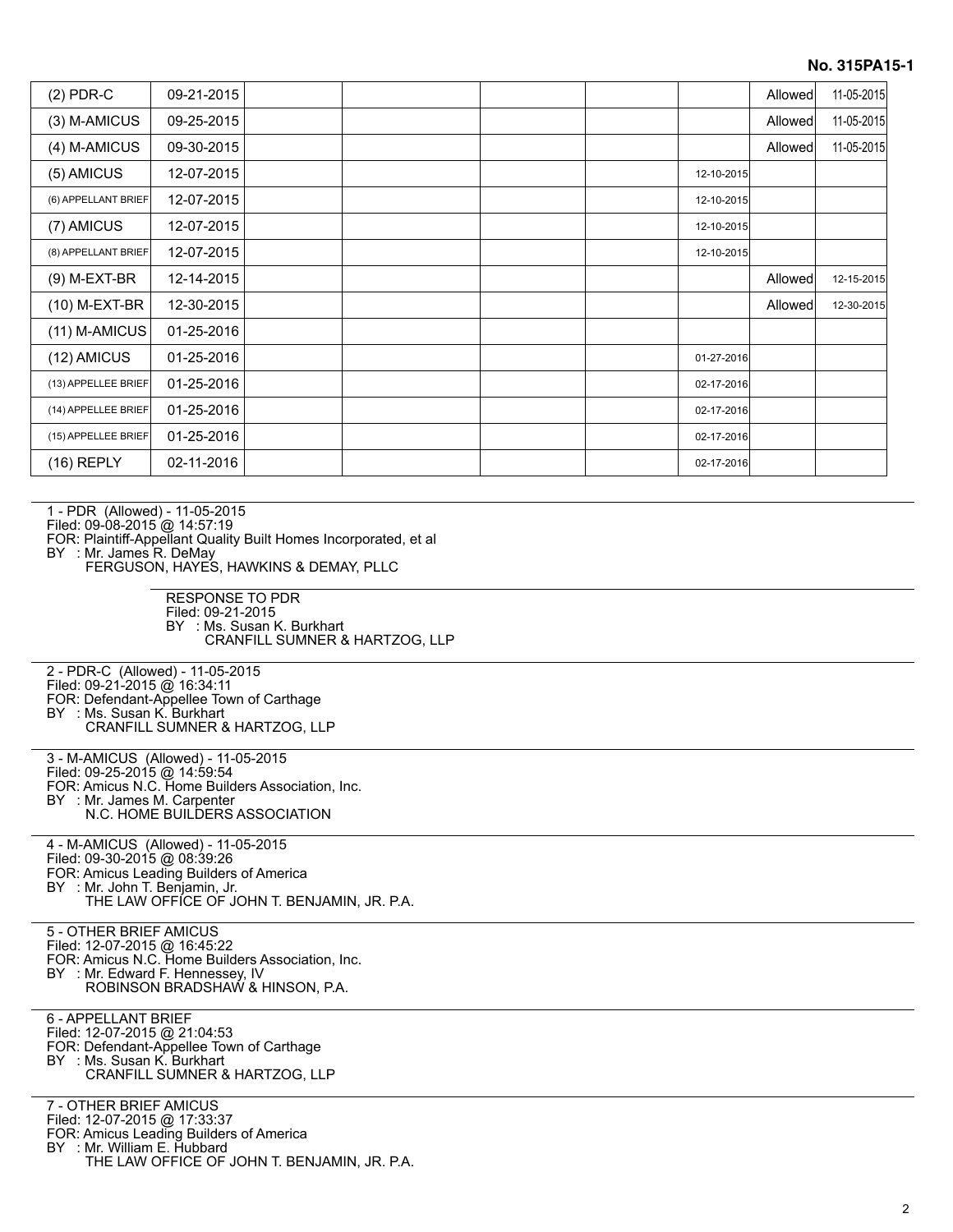**No. 315PA15-1**

| | | | | | | | | |
|---|---|---|---|---|---|---|---|---|
| (2) PDR-C | 09-21-2015 | | | | | | Allowed | 11-05-2015 |
| (3) M-AMICUS | 09-25-2015 | | | | | | Allowed | 11-05-2015 |
| (4) M-AMICUS | 09-30-2015 | | | | | | Allowed | 11-05-2015 |
| (5) AMICUS | 12-07-2015 | | | | | 12-10-2015 | | |
| (6) APPELLANT BRIEF | 12-07-2015 | | | | | 12-10-2015 | | |
| (7) AMICUS | 12-07-2015 | | | | | 12-10-2015 | | |
| (8) APPELLANT BRIEF | 12-07-2015 | | | | | 12-10-2015 | | |
| (9) M-EXT-BR | 12-14-2015 | | | | | | Allowed | 12-15-2015 |
| (10) M-EXT-BR | 12-30-2015 | | | | | | Allowed | 12-30-2015 |
| (11) M-AMICUS | 01-25-2016 | | | | | | | |
| (12) AMICUS | 01-25-2016 | | | | | 01-27-2016 | | |
| (13) APPELLEE BRIEF | 01-25-2016 | | | | | 02-17-2016 | | |
| (14) APPELLEE BRIEF | 01-25-2016 | | | | | 02-17-2016 | | |
| (15) APPELLEE BRIEF | 01-25-2016 | | | | | 02-17-2016 | | |
| (16) REPLY | 02-11-2016 | | | | | 02-17-2016 | | |

---

1 - PDR (Allowed) - 11-05-2015
Filed: 09-08-2015 @ 14:57:19
FOR: Plaintiff-Appellant Quality Built Homes Incorporated, et al
BY : Mr. James R. DeMay
FERGUSON, HAYES, HAWKINS & DEMAY, PLLC

RESPONSE TO PDR
Filed: 09-21-2015
BY : Ms. Susan K. Burkhart
CRANFILL SUMNER & HARTZOG, LLP

---

2 - PDR-C (Allowed) - 11-05-2015
Filed: 09-21-2015 @ 16:34:11
FOR: Defendant-Appellee Town of Carthage
BY : Ms. Susan K. Burkhart
CRANFILL SUMNER & HARTZOG, LLP

---

3 - M-AMICUS (Allowed) - 11-05-2015
Filed: 09-25-2015 @ 14:59:54
FOR: Amicus N.C. Home Builders Association, Inc.
BY : Mr. James M. Carpenter
N.C. HOME BUILDERS ASSOCIATION

---

4 - M-AMICUS (Allowed) - 11-05-2015
Filed: 09-30-2015 @ 08:39:26
FOR: Amicus Leading Builders of America
BY : Mr. John T. Benjamin, Jr.
THE LAW OFFICE OF JOHN T. BENJAMIN, JR. P.A.

---

5 - OTHER BRIEF AMICUS
Filed: 12-07-2015 @ 16:45:22
FOR: Amicus N.C. Home Builders Association, Inc.
BY : Mr. Edward F. Hennessey, IV
ROBINSON BRADSHAW & HINSON, P.A.

---

6 - APPELLANT BRIEF
Filed: 12-07-2015 @ 21:04:53
FOR: Defendant-Appellee Town of Carthage
BY : Ms. Susan K. Burkhart
CRANFILL SUMNER & HARTZOG, LLP

---

7 - OTHER BRIEF AMICUS
Filed: 12-07-2015 @ 17:33:37
FOR: Amicus Leading Builders of America
BY : Mr. William E. Hubbard
THE LAW OFFICE OF JOHN T. BENJAMIN, JR. P.A.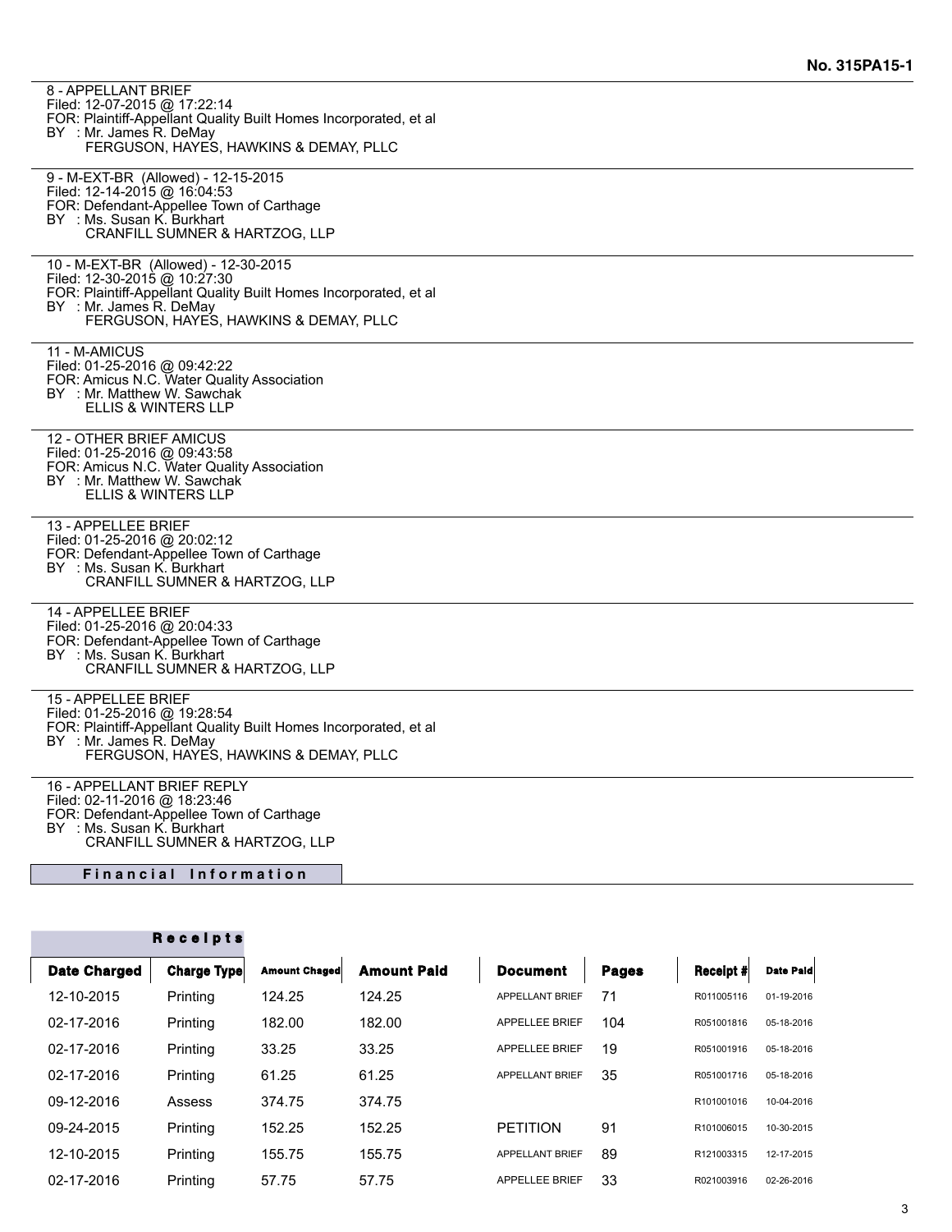**No. 315PA15-1**

8 - APPELLANT BRIEF
Filed: 12-07-2015 @ 17:22:14
FOR: Plaintiff-Appellant Quality Built Homes Incorporated, et al
BY : Mr. James R. DeMay
FERGUSON, HAYES, HAWKINS & DEMAY, PLLC

---

9 - M-EXT-BR (Allowed) - 12-15-2015
Filed: 12-14-2015 @ 16:04:53
FOR: Defendant-Appellee Town of Carthage
BY : Ms. Susan K. Burkhart
CRANFILL SUMNER & HARTZOG, LLP

---

10 - M-EXT-BR (Allowed) - 12-30-2015
Filed: 12-30-2015 @ 10:27:30
FOR: Plaintiff-Appellant Quality Built Homes Incorporated, et al
BY : Mr. James R. DeMay
FERGUSON, HAYES, HAWKINS & DEMAY, PLLC

---

11 - M-AMICUS
Filed: 01-25-2016 @ 09:42:22
FOR: Amicus N.C. Water Quality Association
BY : Mr. Matthew W. Sawchak
ELLIS & WINTERS LLP

---

12 - OTHER BRIEF AMICUS
Filed: 01-25-2016 @ 09:43:58
FOR: Amicus N.C. Water Quality Association
BY : Mr. Matthew W. Sawchak
ELLIS & WINTERS LLP

---

13 - APPELLEE BRIEF
Filed: 01-25-2016 @ 20:02:12
FOR: Defendant-Appellee Town of Carthage
BY : Ms. Susan K. Burkhart
CRANFILL SUMNER & HARTZOG, LLP

---

14 - APPELLEE BRIEF
Filed: 01-25-2016 @ 20:04:33
FOR: Defendant-Appellee Town of Carthage
BY : Ms. Susan K. Burkhart
CRANFILL SUMNER & HARTZOG, LLP

---

15 - APPELLEE BRIEF
Filed: 01-25-2016 @ 19:28:54
FOR: Plaintiff-Appellant Quality Built Homes Incorporated, et al
BY : Mr. James R. DeMay
FERGUSON, HAYES, HAWKINS & DEMAY, PLLC

---

16 - APPELLANT BRIEF REPLY
Filed: 02-11-2016 @ 18:23:46
FOR: Defendant-Appellee Town of Carthage
BY : Ms. Susan K. Burkhart
CRANFILL SUMNER & HARTZOG, LLP

## Financial Information

### Receipts

| Date Charged | Charge Type | Amount Chaged | Amount Paid | Document | Pages | Receipt # | Date Paid |
|---|---|---|---|---|---|---|---|
| 12-10-2015 | Printing | 124.25 | 124.25 | APPELLANT BRIEF | 71 | R011005116 | 01-19-2016 |
| 02-17-2016 | Printing | 182.00 | 182.00 | APPELLEE BRIEF | 104 | R051001816 | 05-18-2016 |
| 02-17-2016 | Printing | 33.25 | 33.25 | APPELLEE BRIEF | 19 | R051001916 | 05-18-2016 |
| 02-17-2016 | Printing | 61.25 | 61.25 | APPELLANT BRIEF | 35 | R051001716 | 05-18-2016 |
| 09-12-2016 | Assess | 374.75 | 374.75 | | | R101001016 | 10-04-2016 |
| 09-24-2015 | Printing | 152.25 | 152.25 | PETITION | 91 | R101006015 | 10-30-2015 |
| 12-10-2015 | Printing | 155.75 | 155.75 | APPELLANT BRIEF | 89 | R121003315 | 12-17-2015 |
| 02-17-2016 | Printing | 57.75 | 57.75 | APPELLEE BRIEF | 33 | R021003916 | 02-26-2016 |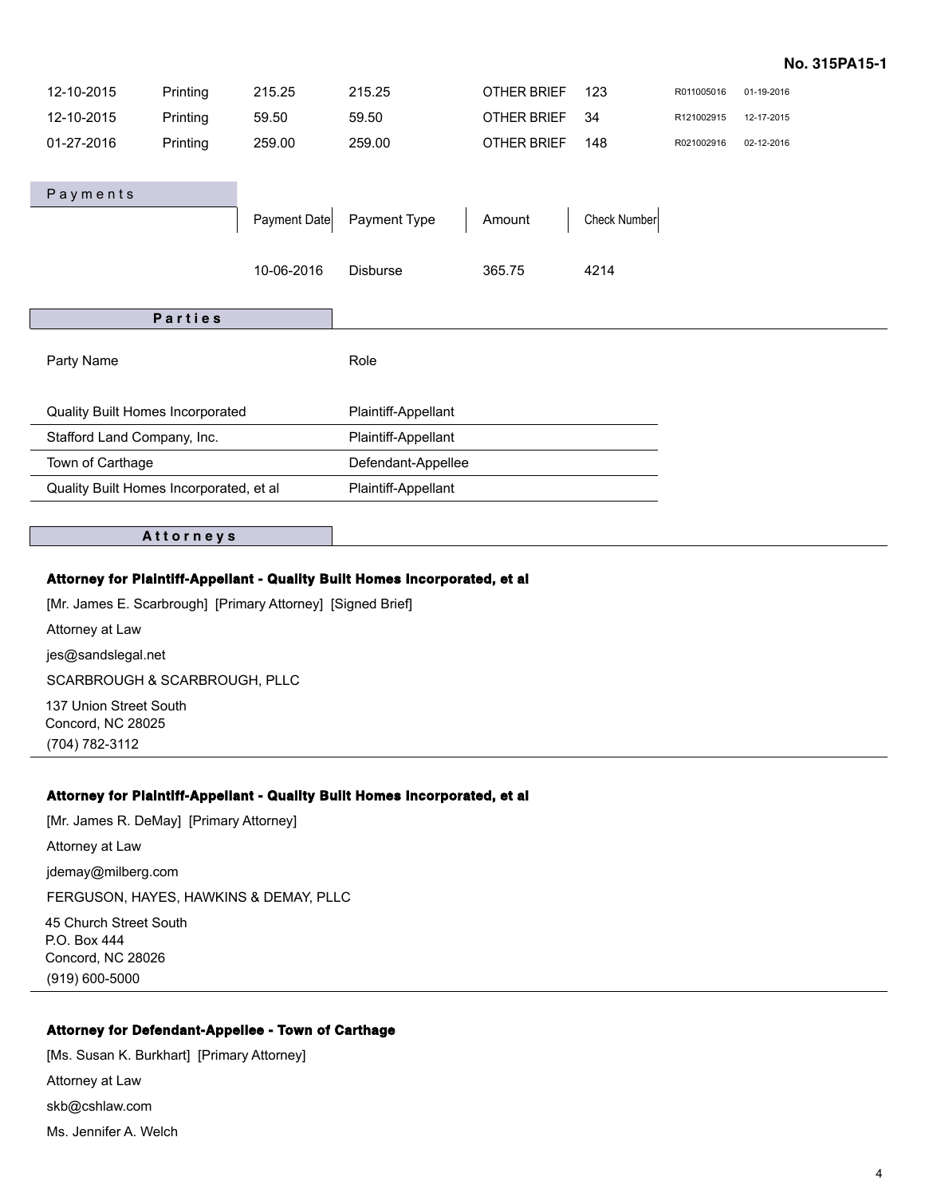No. 315PA15-1

| | | | | | | | |
|---|---|---|---|---|---|---|---|
| 12-10-2015 | Printing | 215.25 | 215.25 | OTHER BRIEF | 123 | R011005016 | 01-19-2016 |
| 12-10-2015 | Printing | 59.50 | 59.50 | OTHER BRIEF | 34 | R121002915 | 12-17-2015 |
| 01-27-2016 | Printing | 259.00 | 259.00 | OTHER BRIEF | 148 | R021002916 | 02-12-2016 |

## Payments

| Payment Date | Payment Type | Amount | Check Number |
|---|---|---|---|
| 10-06-2016 | Disburse | 365.75 | 4214 |

## Parties

| Party Name | Role |
|---|---|
| Quality Built Homes Incorporated | Plaintiff-Appellant |
| Stafford Land Company, Inc. | Plaintiff-Appellant |
| Town of Carthage | Defendant-Appellee |
| Quality Built Homes Incorporated, et al | Plaintiff-Appellant |

## Attorneys

**Attorney for Plaintiff-Appellant - Quality Built Homes Incorporated, et al**

[Mr. James E. Scarbrough] [Primary Attorney] [Signed Brief]

Attorney at Law

jes@sandslegal.net

SCARBROUGH & SCARBROUGH, PLLC

137 Union Street South
Concord, NC 28025

(704) 782-3112

**Attorney for Plaintiff-Appellant - Quality Built Homes Incorporated, et al**

[Mr. James R. DeMay] [Primary Attorney]

Attorney at Law

jdemay@milberg.com

FERGUSON, HAYES, HAWKINS & DEMAY, PLLC

45 Church Street South
P.O. Box 444
Concord, NC 28026

(919) 600-5000

**Attorney for Defendant-Appellee - Town of Carthage**

[Ms. Susan K. Burkhart] [Primary Attorney]

Attorney at Law

skb@cshlaw.com

Ms. Jennifer A. Welch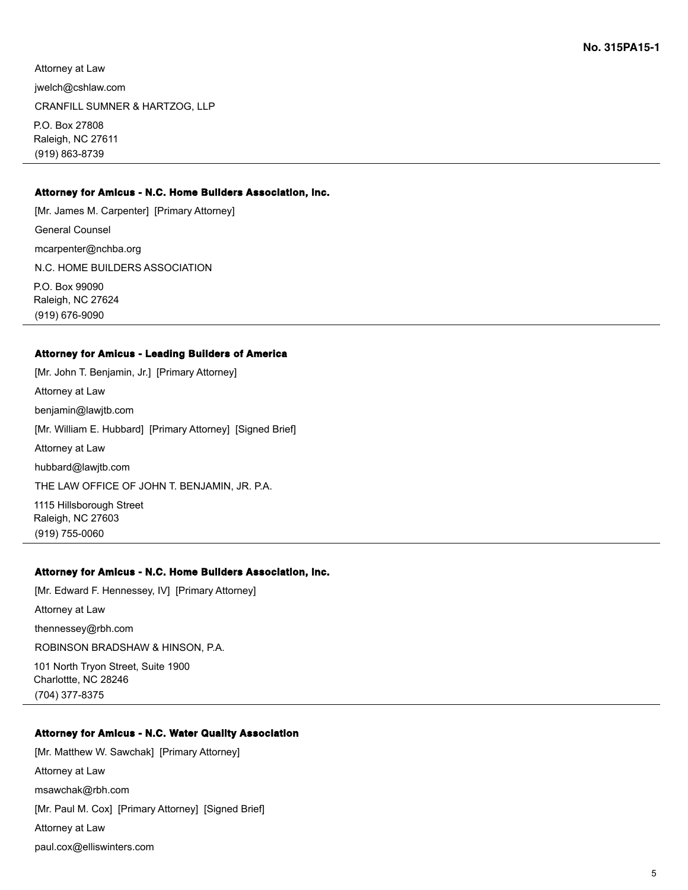Attorney at Law

jwelch@cshlaw.com

CRANFILL SUMNER & HARTZOG, LLP

P.O. Box 27808
Raleigh, NC 27611
(919) 863-8739

---

**Attorney for Amicus - N.C. Home Builders Association, Inc.**

[Mr. James M. Carpenter] [Primary Attorney]

General Counsel

mcarpenter@nchba.org

N.C. HOME BUILDERS ASSOCIATION

P.O. Box 99090
Raleigh, NC 27624
(919) 676-9090

---

**Attorney for Amicus - Leading Builders of America**

[Mr. John T. Benjamin, Jr.] [Primary Attorney]

Attorney at Law

benjamin@lawjtb.com

[Mr. William E. Hubbard] [Primary Attorney] [Signed Brief]

Attorney at Law

hubbard@lawjtb.com

THE LAW OFFICE OF JOHN T. BENJAMIN, JR. P.A.

1115 Hillsborough Street
Raleigh, NC 27603
(919) 755-0060

---

**Attorney for Amicus - N.C. Home Builders Association, Inc.**

[Mr. Edward F. Hennessey, IV] [Primary Attorney]

Attorney at Law

thennessey@rbh.com

ROBINSON BRADSHAW & HINSON, P.A.

101 North Tryon Street, Suite 1900
Charlottte, NC 28246
(704) 377-8375

---

**Attorney for Amicus - N.C. Water Quality Association**

[Mr. Matthew W. Sawchak] [Primary Attorney]

Attorney at Law

msawchak@rbh.com

[Mr. Paul M. Cox] [Primary Attorney] [Signed Brief]

Attorney at Law

paul.cox@elliswinters.com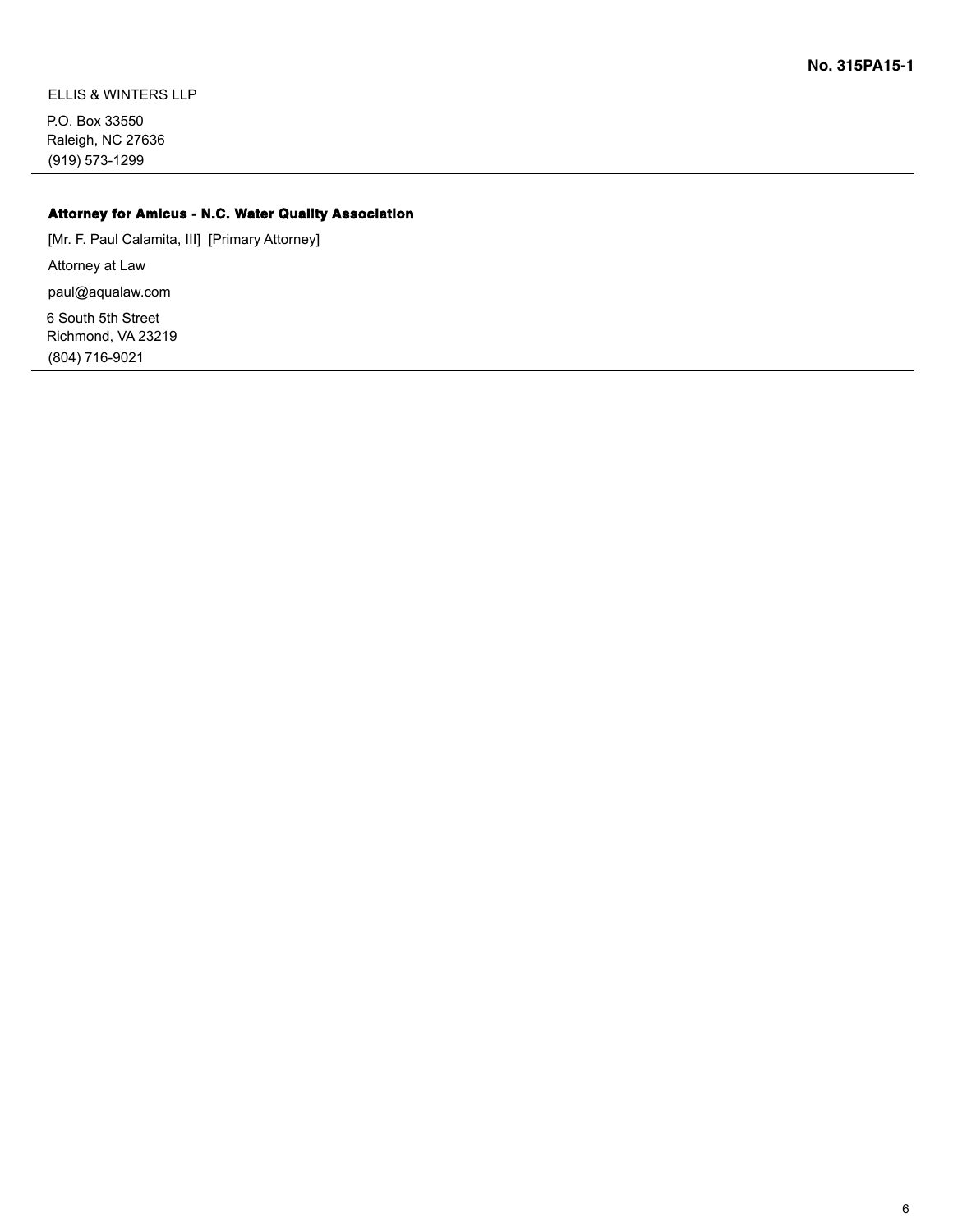**No. 315PA15-1**

ELLIS & WINTERS LLP

P.O. Box 33550
Raleigh, NC 27636
(919) 573-1299

---

**Attorney for Amicus - N.C. Water Quality Association**

[Mr. F. Paul Calamita, III] [Primary Attorney]

Attorney at Law

paul@aqualaw.com

6 South 5th Street
Richmond, VA 23219
(804) 716-9021

---